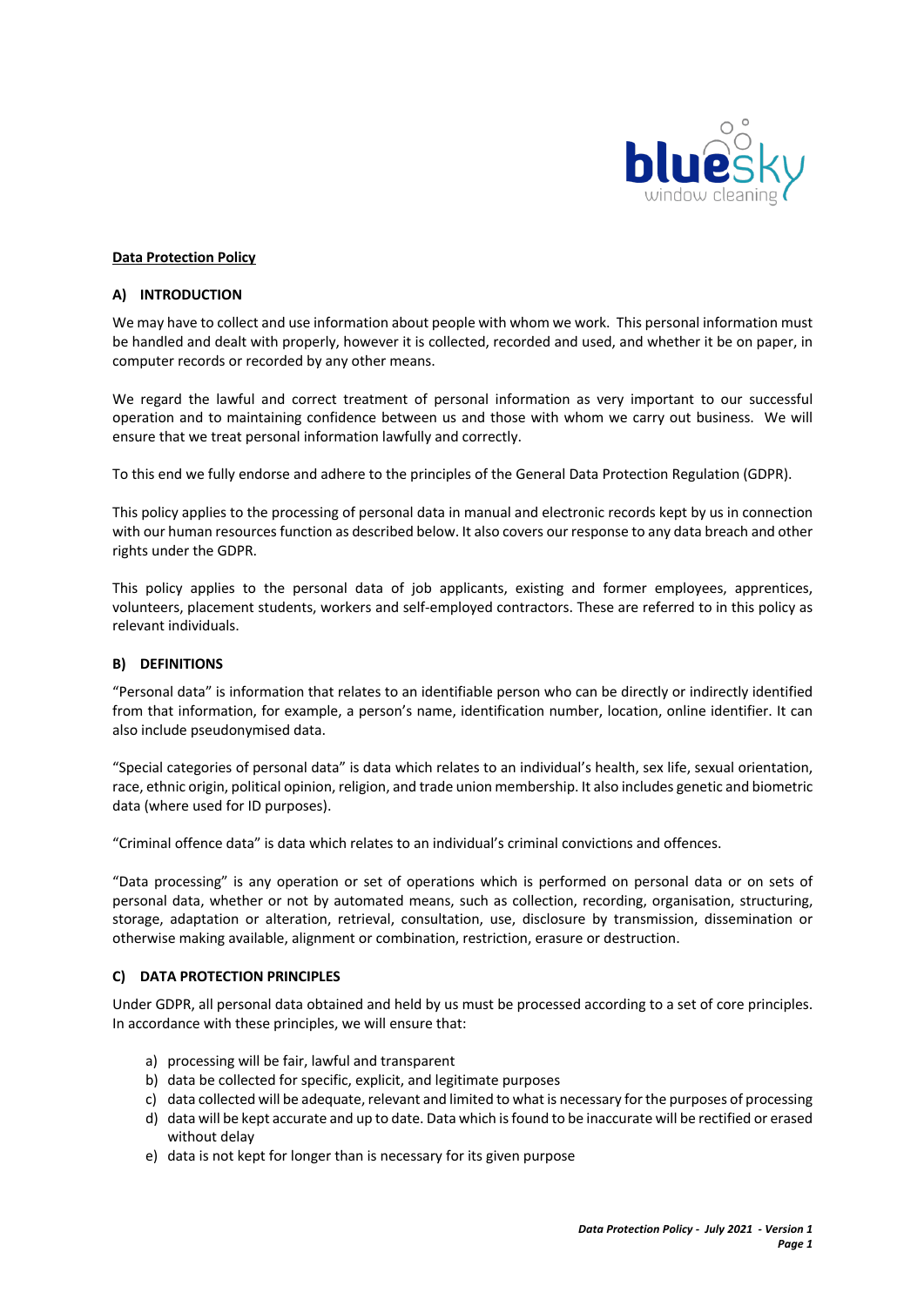## Data Protection Policy

### A) INTRODUCTION

We may have to collect and use information about people with whom we work. This personal information must be handled and dealt with properly, however it is collected, recorded and used, and whether it be on paper, in computer records or recorded by any other means.

We regard the lawful and correct treatment of personal information as very important to our successful operation and to maintaining confidence between us and those with whom we carry out business. We will ensure that we treat personal information lawfully and correctly.

To this end we fully endorse and adhere to the principles of the General Data Protection Regulation (GDPR).

This policy applies to the processing of personal data in manual and electronic records kept by us in connection with our human resources function as described below. It also covers our response to any data breach and other rights under the GDPR.

This policy applies to the personal data of job applicants, existing and former employees, apprentices, volunteers, placement students, workers and self-employed contractors. These are referred to in this policy as relevant individuals.

### B) DEFINITIONS

"Personal data" is information that relates to an identifiable person who can be directly or indirectly identified from that information, for example, a person's name, identification number, location, online identifier. It can also include pseudonymised data.

"Special categories of personal data" is data which relates to an individual's health, sex life, sexual orientation, race, ethnic origin, political opinion, religion, and trade union membership. It also includes genetic and biometric data (where used for ID purposes).

"Criminal offence data" is data which relates to an individual's criminal convictions and offences.

"Data processing" is any operation or set of operations which is performed on personal data or on sets of personal data, whether or not by automated means, such as collection, recording, organisation, structuring, storage, adaptation or alteration, retrieval, consultation, use, disclosure by transmission, dissemination or otherwise making available, alignment or combination, restriction, erasure or destruction.

### C) DATA PROTECTION PRINCIPLES

Under GDPR, all personal data obtained and held by us must be processed according to a set of core principles. In accordance with these principles, we will ensure that:

a) processing will be fair, lawful and transparent
b) data be collected for specific, explicit, and legitimate purposes
c) data collected will be adequate, relevant and limited to what is necessary for the purposes of processing
d) data will be kept accurate and up to date. Data which is found to be inaccurate will be rectified or erased without delay
e) data is not kept for longer than is necessary for its given purpose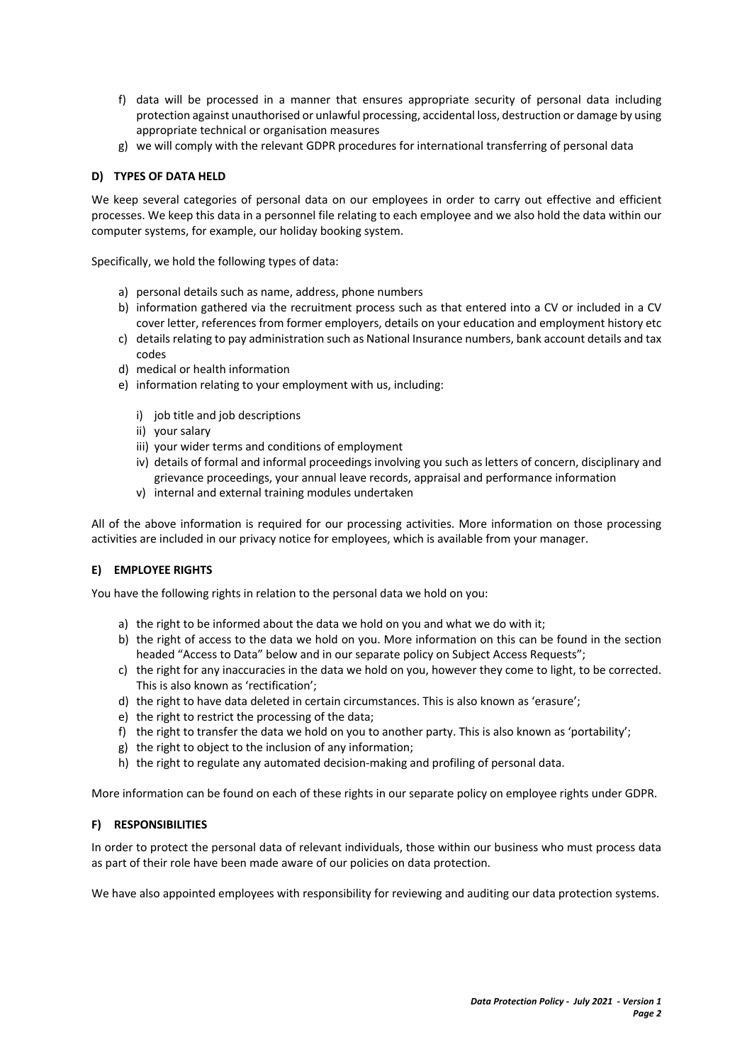f) data will be processed in a manner that ensures appropriate security of personal data including protection against unauthorised or unlawful processing, accidental loss, destruction or damage by using appropriate technical or organisation measures
g) we will comply with the relevant GDPR procedures for international transferring of personal data

## D) TYPES OF DATA HELD

We keep several categories of personal data on our employees in order to carry out effective and efficient processes. We keep this data in a personnel file relating to each employee and we also hold the data within our computer systems, for example, our holiday booking system.

Specifically, we hold the following types of data:

a) personal details such as name, address, phone numbers
b) information gathered via the recruitment process such as that entered into a CV or included in a CV cover letter, references from former employers, details on your education and employment history etc
c) details relating to pay administration such as National Insurance numbers, bank account details and tax codes
d) medical or health information
e) information relating to your employment with us, including:
    i) job title and job descriptions
    ii) your salary
    iii) your wider terms and conditions of employment
    iv) details of formal and informal proceedings involving you such as letters of concern, disciplinary and grievance proceedings, your annual leave records, appraisal and performance information
    v) internal and external training modules undertaken

All of the above information is required for our processing activities. More information on those processing activities are included in our privacy notice for employees, which is available from your manager.

## E) EMPLOYEE RIGHTS

You have the following rights in relation to the personal data we hold on you:

a) the right to be informed about the data we hold on you and what we do with it;
b) the right of access to the data we hold on you. More information on this can be found in the section headed "Access to Data" below and in our separate policy on Subject Access Requests";
c) the right for any inaccuracies in the data we hold on you, however they come to light, to be corrected. This is also known as 'rectification';
d) the right to have data deleted in certain circumstances. This is also known as 'erasure';
e) the right to restrict the processing of the data;
f) the right to transfer the data we hold on you to another party. This is also known as 'portability';
g) the right to object to the inclusion of any information;
h) the right to regulate any automated decision-making and profiling of personal data.

More information can be found on each of these rights in our separate policy on employee rights under GDPR.

## F) RESPONSIBILITIES

In order to protect the personal data of relevant individuals, those within our business who must process data as part of their role have been made aware of our policies on data protection.

We have also appointed employees with responsibility for reviewing and auditing our data protection systems.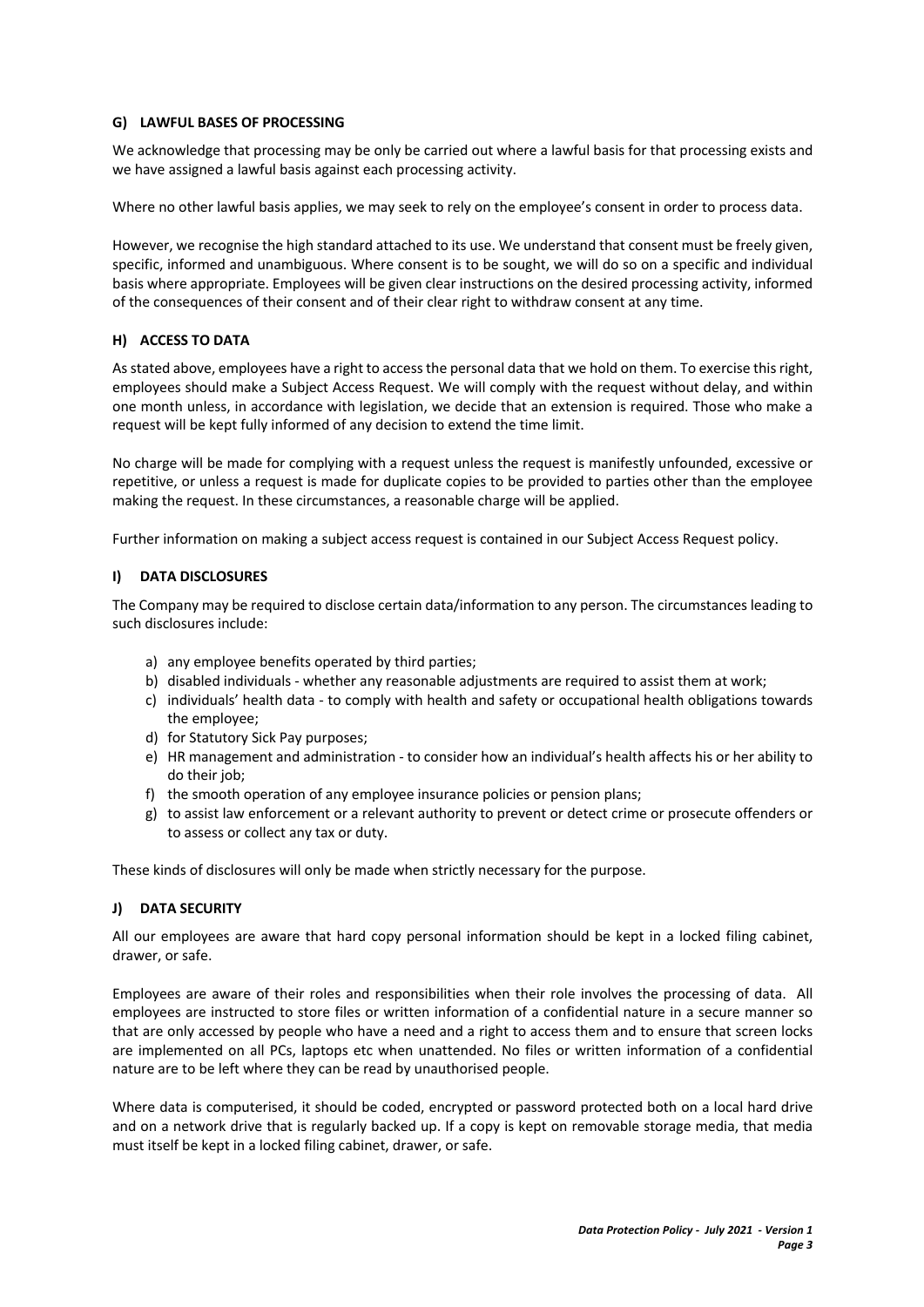## G) LAWFUL BASES OF PROCESSING

We acknowledge that processing may be only be carried out where a lawful basis for that processing exists and we have assigned a lawful basis against each processing activity.

Where no other lawful basis applies, we may seek to rely on the employee's consent in order to process data.

However, we recognise the high standard attached to its use. We understand that consent must be freely given, specific, informed and unambiguous. Where consent is to be sought, we will do so on a specific and individual basis where appropriate. Employees will be given clear instructions on the desired processing activity, informed of the consequences of their consent and of their clear right to withdraw consent at any time.

## H) ACCESS TO DATA

As stated above, employees have a right to access the personal data that we hold on them. To exercise this right, employees should make a Subject Access Request. We will comply with the request without delay, and within one month unless, in accordance with legislation, we decide that an extension is required. Those who make a request will be kept fully informed of any decision to extend the time limit.

No charge will be made for complying with a request unless the request is manifestly unfounded, excessive or repetitive, or unless a request is made for duplicate copies to be provided to parties other than the employee making the request. In these circumstances, a reasonable charge will be applied.

Further information on making a subject access request is contained in our Subject Access Request policy.

## I) DATA DISCLOSURES

The Company may be required to disclose certain data/information to any person. The circumstances leading to such disclosures include:

a) any employee benefits operated by third parties;
b) disabled individuals - whether any reasonable adjustments are required to assist them at work;
c) individuals' health data - to comply with health and safety or occupational health obligations towards the employee;
d) for Statutory Sick Pay purposes;
e) HR management and administration - to consider how an individual's health affects his or her ability to do their job;
f) the smooth operation of any employee insurance policies or pension plans;
g) to assist law enforcement or a relevant authority to prevent or detect crime or prosecute offenders or to assess or collect any tax or duty.

These kinds of disclosures will only be made when strictly necessary for the purpose.

## J) DATA SECURITY

All our employees are aware that hard copy personal information should be kept in a locked filing cabinet, drawer, or safe.

Employees are aware of their roles and responsibilities when their role involves the processing of data. All employees are instructed to store files or written information of a confidential nature in a secure manner so that are only accessed by people who have a need and a right to access them and to ensure that screen locks are implemented on all PCs, laptops etc when unattended. No files or written information of a confidential nature are to be left where they can be read by unauthorised people.

Where data is computerised, it should be coded, encrypted or password protected both on a local hard drive and on a network drive that is regularly backed up. If a copy is kept on removable storage media, that media must itself be kept in a locked filing cabinet, drawer, or safe.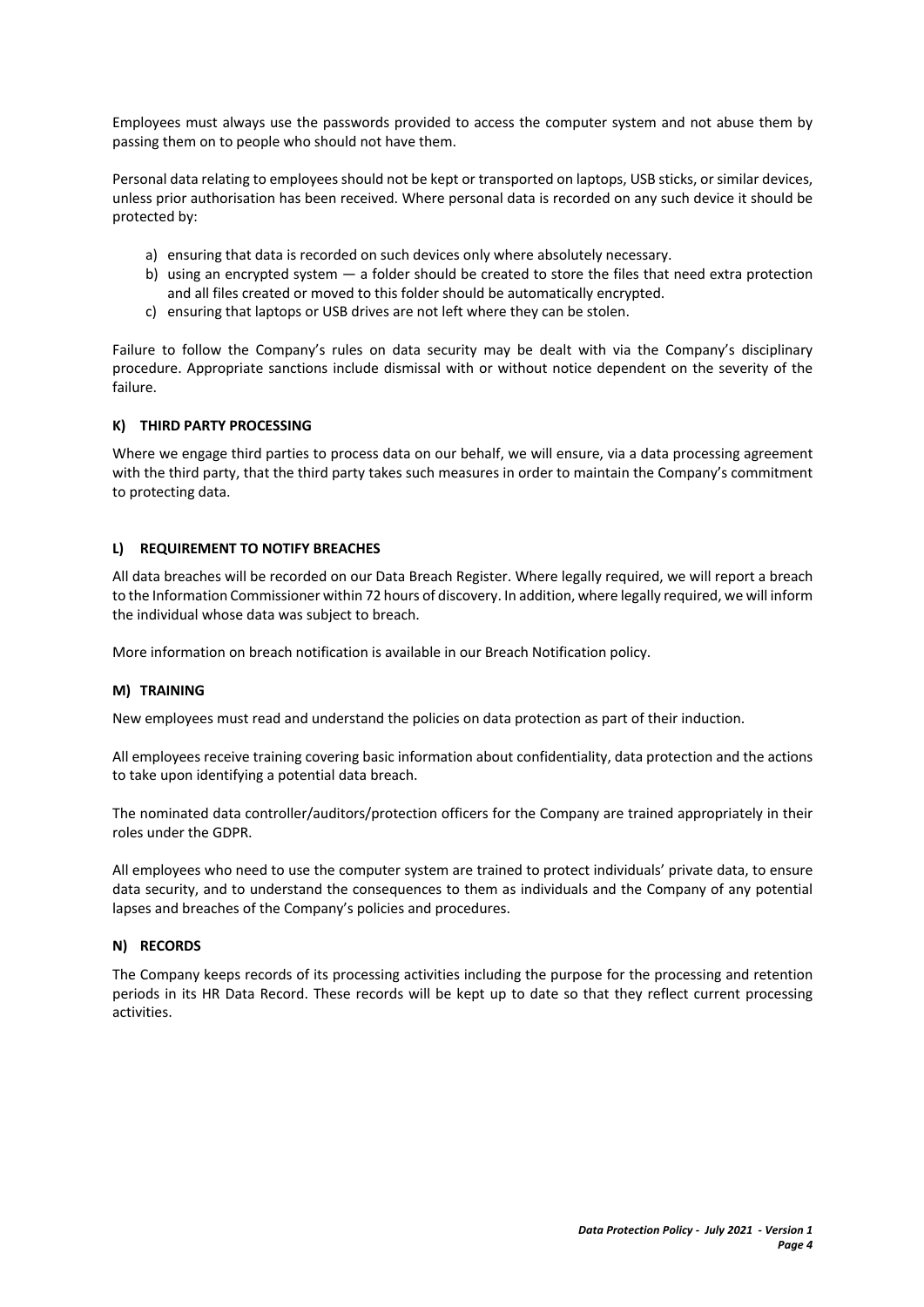Employees must always use the passwords provided to access the computer system and not abuse them by passing them on to people who should not have them.

Personal data relating to employees should not be kept or transported on laptops, USB sticks, or similar devices, unless prior authorisation has been received. Where personal data is recorded on any such device it should be protected by:

a) ensuring that data is recorded on such devices only where absolutely necessary.
b) using an encrypted system — a folder should be created to store the files that need extra protection and all files created or moved to this folder should be automatically encrypted.
c) ensuring that laptops or USB drives are not left where they can be stolen.

Failure to follow the Company's rules on data security may be dealt with via the Company's disciplinary procedure. Appropriate sanctions include dismissal with or without notice dependent on the severity of the failure.

#### K) THIRD PARTY PROCESSING

Where we engage third parties to process data on our behalf, we will ensure, via a data processing agreement with the third party, that the third party takes such measures in order to maintain the Company's commitment to protecting data.

#### L) REQUIREMENT TO NOTIFY BREACHES

All data breaches will be recorded on our Data Breach Register. Where legally required, we will report a breach to the Information Commissioner within 72 hours of discovery. In addition, where legally required, we will inform the individual whose data was subject to breach.

More information on breach notification is available in our Breach Notification policy.

#### M) TRAINING

New employees must read and understand the policies on data protection as part of their induction.

All employees receive training covering basic information about confidentiality, data protection and the actions to take upon identifying a potential data breach.

The nominated data controller/auditors/protection officers for the Company are trained appropriately in their roles under the GDPR.

All employees who need to use the computer system are trained to protect individuals' private data, to ensure data security, and to understand the consequences to them as individuals and the Company of any potential lapses and breaches of the Company's policies and procedures.

#### N) RECORDS

The Company keeps records of its processing activities including the purpose for the processing and retention periods in its HR Data Record. These records will be kept up to date so that they reflect current processing activities.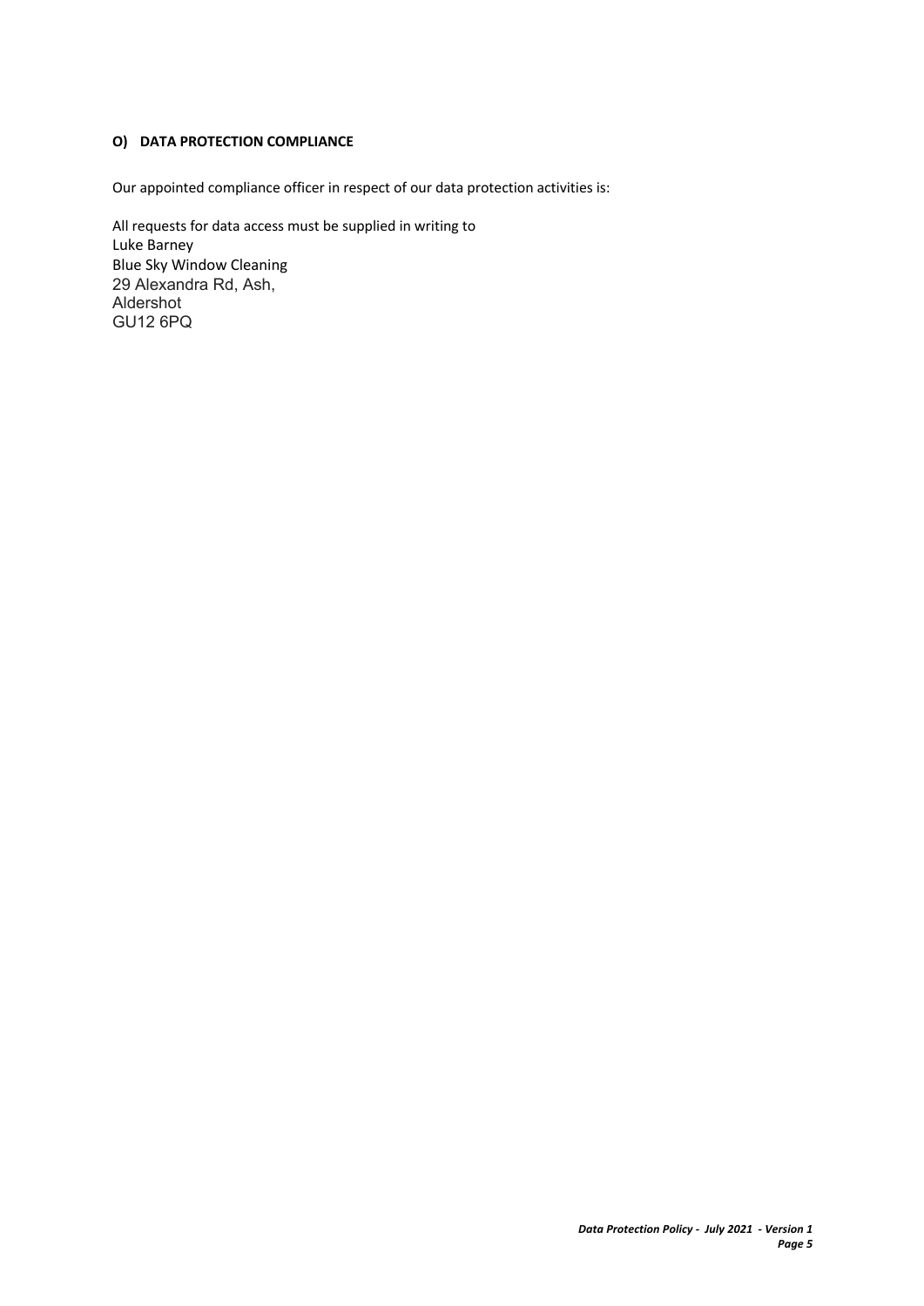## O) DATA PROTECTION COMPLIANCE

Our appointed compliance officer in respect of our data protection activities is:

All requests for data access must be supplied in writing to
Luke Barney
Blue Sky Window Cleaning
29 Alexandra Rd, Ash,
Aldershot
GU12 6PQ